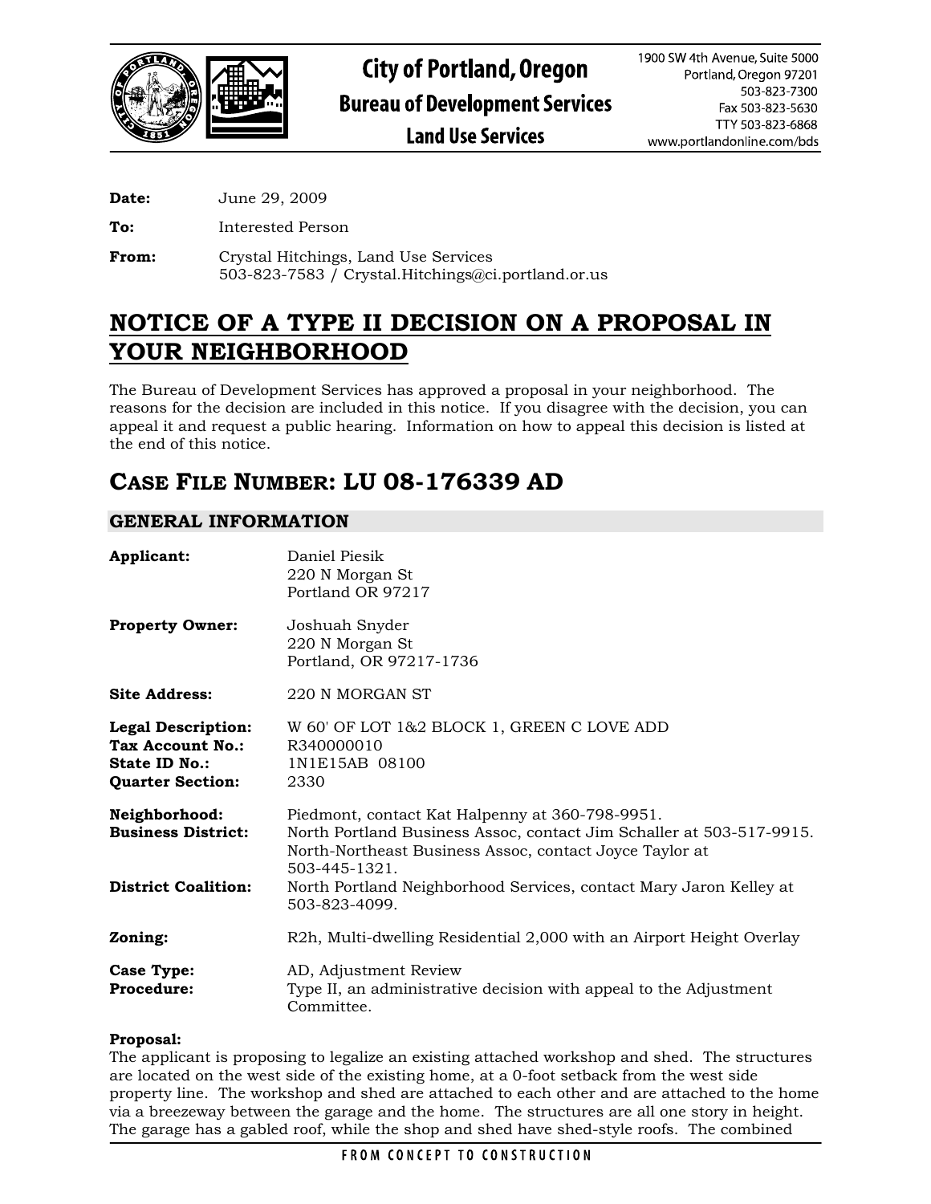**City of Portland, Oregon**
**Bureau of Development Services**
**Land Use Services**

1900 SW 4th Avenue, Suite 5000
Portland, Oregon 97201
503-823-7300
Fax 503-823-5630
TTY 503-823-6868
www.portlandonline.com/bds

**Date:** June 29, 2009

**To:** Interested Person

**From:** Crystal Hitchings, Land Use Services
503-823-7583 / Crystal.Hitchings@ci.portland.or.us

# NOTICE OF A TYPE II DECISION ON A PROPOSAL IN YOUR NEIGHBORHOOD

The Bureau of Development Services has approved a proposal in your neighborhood. The reasons for the decision are included in this notice. If you disagree with the decision, you can appeal it and request a public hearing. Information on how to appeal this decision is listed at the end of this notice.

# CASE FILE NUMBER: LU 08-176339 AD

## GENERAL INFORMATION

**Applicant:** Daniel Piesik
220 N Morgan St
Portland OR 97217

**Property Owner:** Joshuah Snyder
220 N Morgan St
Portland, OR 97217-1736

**Site Address:** 220 N MORGAN ST

**Legal Description:** W 60' OF LOT 1&2 BLOCK 1, GREEN C LOVE ADD
**Tax Account No.:** R340000010
**State ID No.:** 1N1E15AB 08100
**Quarter Section:** 2330

**Neighborhood:** Piedmont, contact Kat Halpenny at 360-798-9951.
**Business District:** North Portland Business Assoc, contact Jim Schaller at 503-517-9915. North-Northeast Business Assoc, contact Joyce Taylor at 503-445-1321.
**District Coalition:** North Portland Neighborhood Services, contact Mary Jaron Kelley at 503-823-4099.

**Zoning:** R2h, Multi-dwelling Residential 2,000 with an Airport Height Overlay

**Case Type:** AD, Adjustment Review
**Procedure:** Type II, an administrative decision with appeal to the Adjustment Committee.

**Proposal:**
The applicant is proposing to legalize an existing attached workshop and shed. The structures are located on the west side of the existing home, at a 0-foot setback from the west side property line. The workshop and shed are attached to each other and are attached to the home via a breezeway between the garage and the home. The structures are all one story in height. The garage has a gabled roof, while the shop and shed have shed-style roofs. The combined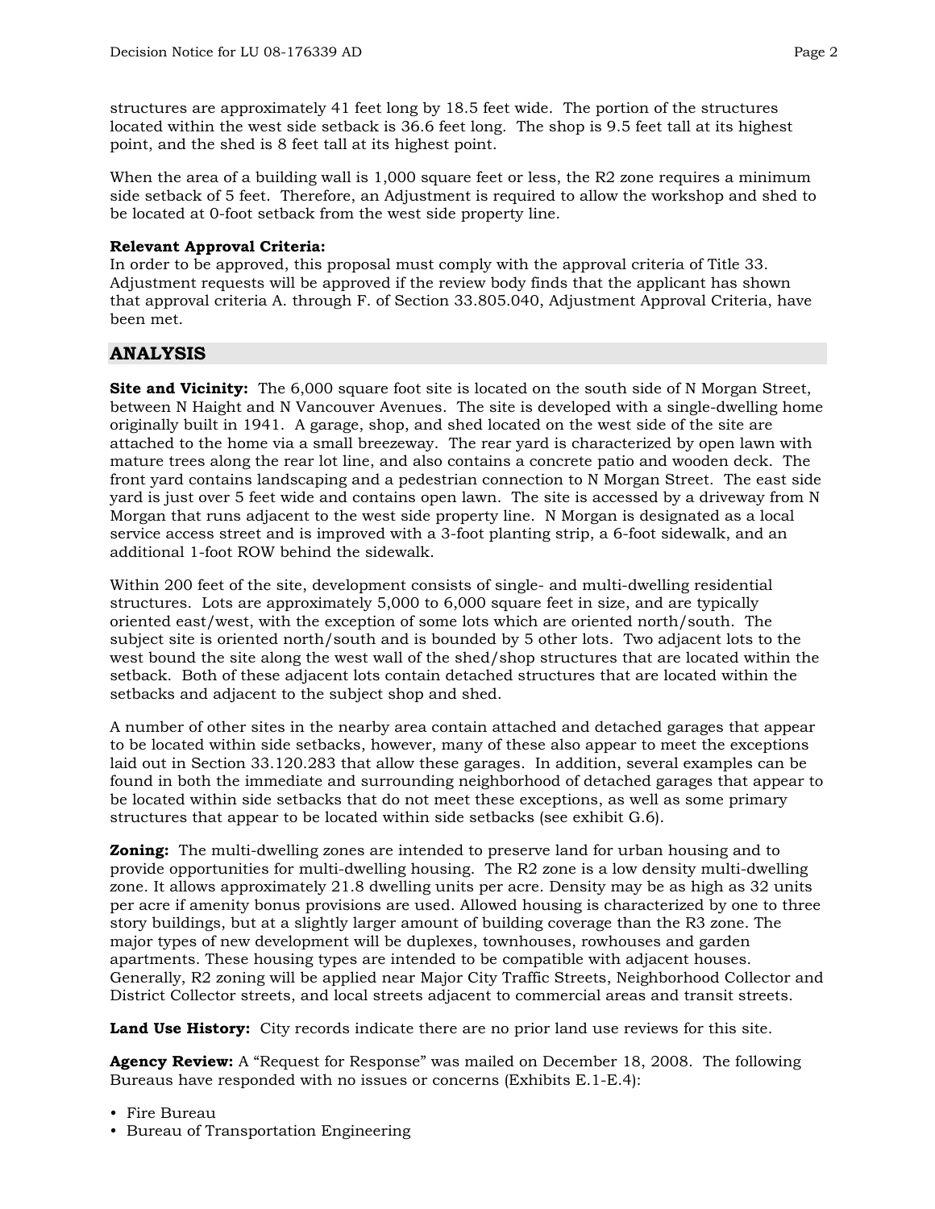structures are approximately 41 feet long by 18.5 feet wide. The portion of the structures located within the west side setback is 36.6 feet long. The shop is 9.5 feet tall at its highest point, and the shed is 8 feet tall at its highest point.

When the area of a building wall is 1,000 square feet or less, the R2 zone requires a minimum side setback of 5 feet. Therefore, an Adjustment is required to allow the workshop and shed to be located at 0-foot setback from the west side property line.

**Relevant Approval Criteria:**
In order to be approved, this proposal must comply with the approval criteria of Title 33. Adjustment requests will be approved if the review body finds that the applicant has shown that approval criteria A. through F. of Section 33.805.040, Adjustment Approval Criteria, have been met.

## ANALYSIS

**Site and Vicinity:** The 6,000 square foot site is located on the south side of N Morgan Street, between N Haight and N Vancouver Avenues. The site is developed with a single-dwelling home originally built in 1941. A garage, shop, and shed located on the west side of the site are attached to the home via a small breezeway. The rear yard is characterized by open lawn with mature trees along the rear lot line, and also contains a concrete patio and wooden deck. The front yard contains landscaping and a pedestrian connection to N Morgan Street. The east side yard is just over 5 feet wide and contains open lawn. The site is accessed by a driveway from N Morgan that runs adjacent to the west side property line. N Morgan is designated as a local service access street and is improved with a 3-foot planting strip, a 6-foot sidewalk, and an additional 1-foot ROW behind the sidewalk.

Within 200 feet of the site, development consists of single- and multi-dwelling residential structures. Lots are approximately 5,000 to 6,000 square feet in size, and are typically oriented east/west, with the exception of some lots which are oriented north/south. The subject site is oriented north/south and is bounded by 5 other lots. Two adjacent lots to the west bound the site along the west wall of the shed/shop structures that are located within the setback. Both of these adjacent lots contain detached structures that are located within the setbacks and adjacent to the subject shop and shed.

A number of other sites in the nearby area contain attached and detached garages that appear to be located within side setbacks, however, many of these also appear to meet the exceptions laid out in Section 33.120.283 that allow these garages. In addition, several examples can be found in both the immediate and surrounding neighborhood of detached garages that appear to be located within side setbacks that do not meet these exceptions, as well as some primary structures that appear to be located within side setbacks (see exhibit G.6).

**Zoning:** The multi-dwelling zones are intended to preserve land for urban housing and to provide opportunities for multi-dwelling housing. The R2 zone is a low density multi-dwelling zone. It allows approximately 21.8 dwelling units per acre. Density may be as high as 32 units per acre if amenity bonus provisions are used. Allowed housing is characterized by one to three story buildings, but at a slightly larger amount of building coverage than the R3 zone. The major types of new development will be duplexes, townhouses, rowhouses and garden apartments. These housing types are intended to be compatible with adjacent houses. Generally, R2 zoning will be applied near Major City Traffic Streets, Neighborhood Collector and District Collector streets, and local streets adjacent to commercial areas and transit streets.

**Land Use History:** City records indicate there are no prior land use reviews for this site.

**Agency Review:** A "Request for Response" was mailed on December 18, 2008. The following Bureaus have responded with no issues or concerns (Exhibits E.1-E.4):

- Fire Bureau
- Bureau of Transportation Engineering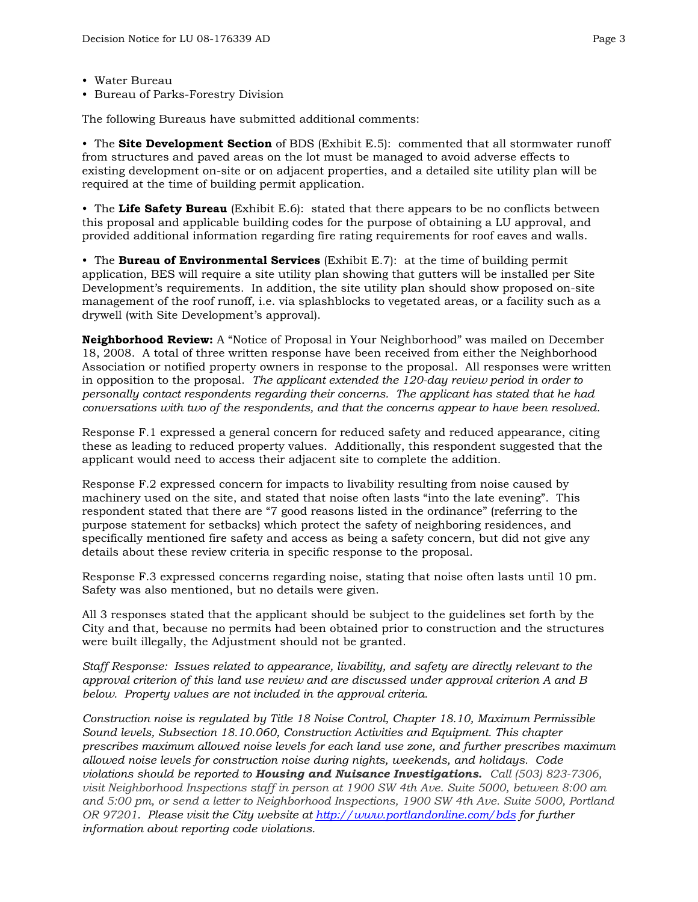- Water Bureau
- Bureau of Parks-Forestry Division

The following Bureaus have submitted additional comments:

- The **Site Development Section** of BDS (Exhibit E.5): commented that all stormwater runoff from structures and paved areas on the lot must be managed to avoid adverse effects to existing development on-site or on adjacent properties, and a detailed site utility plan will be required at the time of building permit application.

- The **Life Safety Bureau** (Exhibit E.6): stated that there appears to be no conflicts between this proposal and applicable building codes for the purpose of obtaining a LU approval, and provided additional information regarding fire rating requirements for roof eaves and walls.

- The **Bureau of Environmental Services** (Exhibit E.7): at the time of building permit application, BES will require a site utility plan showing that gutters will be installed per Site Development's requirements. In addition, the site utility plan should show proposed on-site management of the roof runoff, i.e. via splashblocks to vegetated areas, or a facility such as a drywell (with Site Development's approval).

**Neighborhood Review:** A "Notice of Proposal in Your Neighborhood" was mailed on December 18, 2008. A total of three written response have been received from either the Neighborhood Association or notified property owners in response to the proposal. All responses were written in opposition to the proposal. *The applicant extended the 120-day review period in order to personally contact respondents regarding their concerns. The applicant has stated that he had conversations with two of the respondents, and that the concerns appear to have been resolved.*

Response F.1 expressed a general concern for reduced safety and reduced appearance, citing these as leading to reduced property values. Additionally, this respondent suggested that the applicant would need to access their adjacent site to complete the addition.

Response F.2 expressed concern for impacts to livability resulting from noise caused by machinery used on the site, and stated that noise often lasts "into the late evening". This respondent stated that there are "7 good reasons listed in the ordinance" (referring to the purpose statement for setbacks) which protect the safety of neighboring residences, and specifically mentioned fire safety and access as being a safety concern, but did not give any details about these review criteria in specific response to the proposal.

Response F.3 expressed concerns regarding noise, stating that noise often lasts until 10 pm. Safety was also mentioned, but no details were given.

All 3 responses stated that the applicant should be subject to the guidelines set forth by the City and that, because no permits had been obtained prior to construction and the structures were built illegally, the Adjustment should not be granted.

*Staff Response: Issues related to appearance, livability, and safety are directly relevant to the approval criterion of this land use review and are discussed under approval criterion A and B below. Property values are not included in the approval criteria.*

*Construction noise is regulated by Title 18 Noise Control, Chapter 18.10, Maximum Permissible Sound levels, Subsection 18.10.060, Construction Activities and Equipment. This chapter prescribes maximum allowed noise levels for each land use zone, and further prescribes maximum allowed noise levels for construction noise during nights, weekends, and holidays. Code violations should be reported to **Housing and Nuisance Investigations.** Call (503) 823-7306, visit Neighborhood Inspections staff in person at 1900 SW 4th Ave. Suite 5000, between 8:00 am and 5:00 pm, or send a letter to Neighborhood Inspections, 1900 SW 4th Ave. Suite 5000, Portland OR 97201. Please visit the City website at [http://www.portlandonline.com/bds](http://www.portlandonline.com/bds) for further information about reporting code violations.*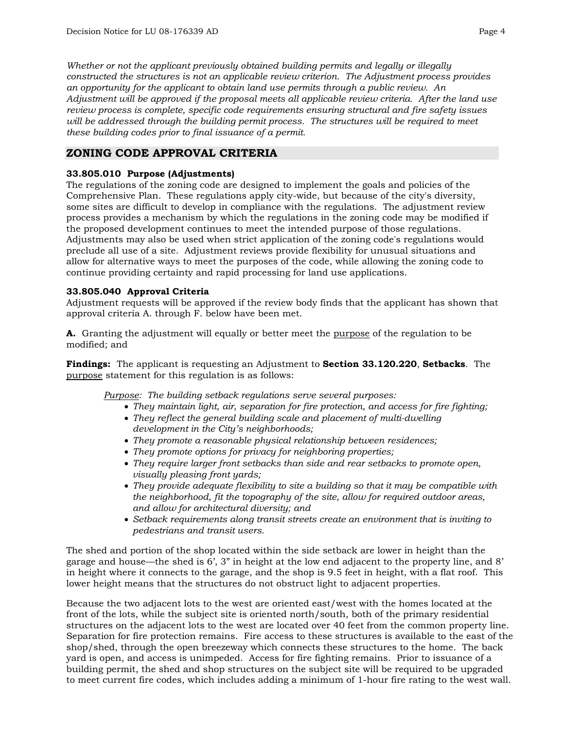*Whether or not the applicant previously obtained building permits and legally or illegally constructed the structures is not an applicable review criterion. The Adjustment process provides an opportunity for the applicant to obtain land use permits through a public review. An Adjustment will be approved if the proposal meets all applicable review criteria. After the land use review process is complete, specific code requirements ensuring structural and fire safety issues will be addressed through the building permit process. The structures will be required to meet these building codes prior to final issuance of a permit.*

## ZONING CODE APPROVAL CRITERIA

**33.805.010 Purpose (Adjustments)**
The regulations of the zoning code are designed to implement the goals and policies of the Comprehensive Plan. These regulations apply city-wide, but because of the city's diversity, some sites are difficult to develop in compliance with the regulations. The adjustment review process provides a mechanism by which the regulations in the zoning code may be modified if the proposed development continues to meet the intended purpose of those regulations. Adjustments may also be used when strict application of the zoning code's regulations would preclude all use of a site. Adjustment reviews provide flexibility for unusual situations and allow for alternative ways to meet the purposes of the code, while allowing the zoning code to continue providing certainty and rapid processing for land use applications.

**33.805.040 Approval Criteria**
Adjustment requests will be approved if the review body finds that the applicant has shown that approval criteria A. through F. below have been met.

**A.** Granting the adjustment will equally or better meet the purpose of the regulation to be modified; and

**Findings:** The applicant is requesting an Adjustment to **Section 33.120.220**, **Setbacks**. The purpose statement for this regulation is as follows:

*Purpose: The building setback regulations serve several purposes:*

- *They maintain light, air, separation for fire protection, and access for fire fighting;*
- *They reflect the general building scale and placement of multi-dwelling development in the City's neighborhoods;*
- *They promote a reasonable physical relationship between residences;*
- *They promote options for privacy for neighboring properties;*
- *They require larger front setbacks than side and rear setbacks to promote open, visually pleasing front yards;*
- *They provide adequate flexibility to site a building so that it may be compatible with the neighborhood, fit the topography of the site, allow for required outdoor areas, and allow for architectural diversity; and*
- *Setback requirements along transit streets create an environment that is inviting to pedestrians and transit users.*

The shed and portion of the shop located within the side setback are lower in height than the garage and house—the shed is 6', 3" in height at the low end adjacent to the property line, and 8' in height where it connects to the garage, and the shop is 9.5 feet in height, with a flat roof. This lower height means that the structures do not obstruct light to adjacent properties.

Because the two adjacent lots to the west are oriented east/west with the homes located at the front of the lots, while the subject site is oriented north/south, both of the primary residential structures on the adjacent lots to the west are located over 40 feet from the common property line. Separation for fire protection remains. Fire access to these structures is available to the east of the shop/shed, through the open breezeway which connects these structures to the home. The back yard is open, and access is unimpeded. Access for fire fighting remains. Prior to issuance of a building permit, the shed and shop structures on the subject site will be required to be upgraded to meet current fire codes, which includes adding a minimum of 1-hour fire rating to the west wall.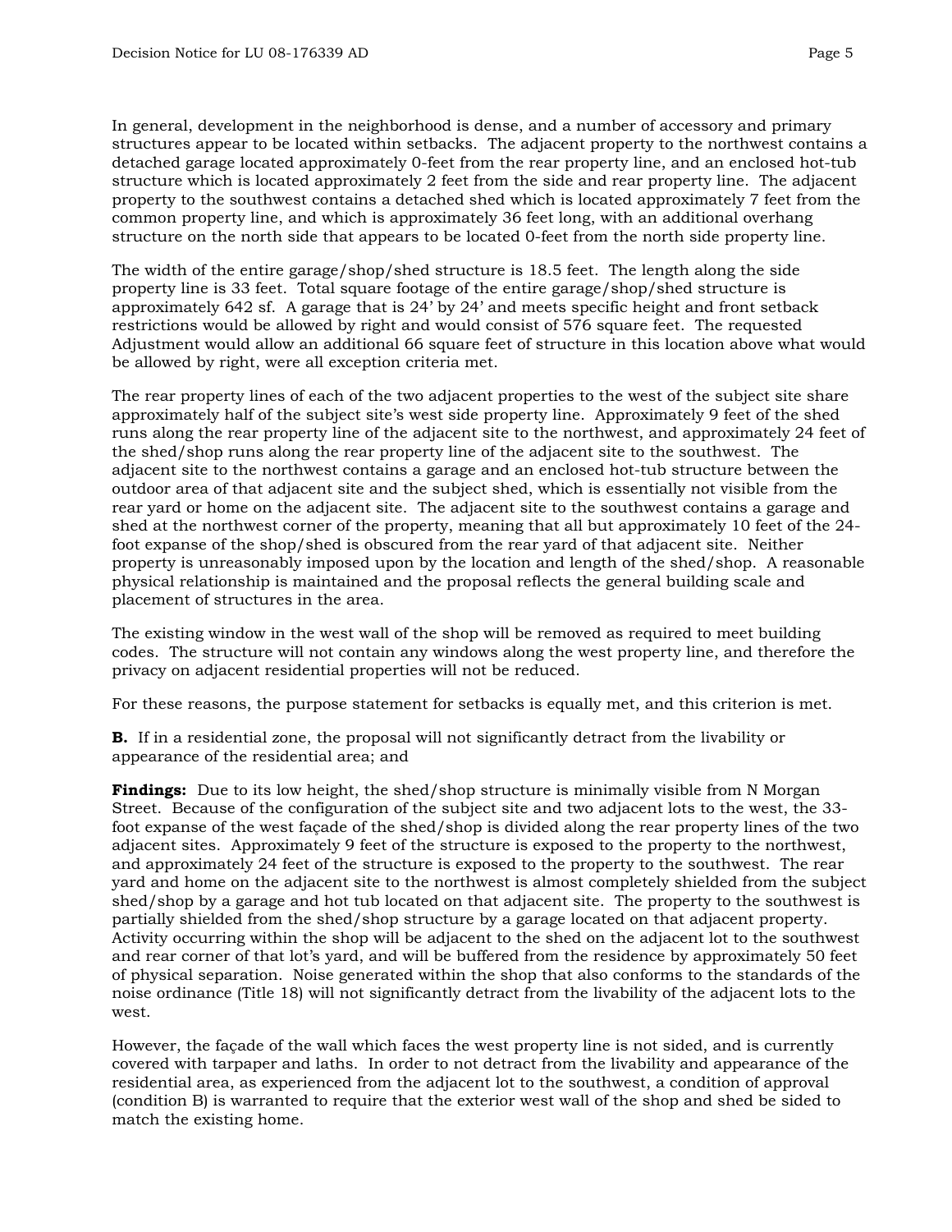In general, development in the neighborhood is dense, and a number of accessory and primary structures appear to be located within setbacks. The adjacent property to the northwest contains a detached garage located approximately 0-feet from the rear property line, and an enclosed hot-tub structure which is located approximately 2 feet from the side and rear property line. The adjacent property to the southwest contains a detached shed which is located approximately 7 feet from the common property line, and which is approximately 36 feet long, with an additional overhang structure on the north side that appears to be located 0-feet from the north side property line.

The width of the entire garage/shop/shed structure is 18.5 feet. The length along the side property line is 33 feet. Total square footage of the entire garage/shop/shed structure is approximately 642 sf. A garage that is 24' by 24' and meets specific height and front setback restrictions would be allowed by right and would consist of 576 square feet. The requested Adjustment would allow an additional 66 square feet of structure in this location above what would be allowed by right, were all exception criteria met.

The rear property lines of each of the two adjacent properties to the west of the subject site share approximately half of the subject site's west side property line. Approximately 9 feet of the shed runs along the rear property line of the adjacent site to the northwest, and approximately 24 feet of the shed/shop runs along the rear property line of the adjacent site to the southwest. The adjacent site to the northwest contains a garage and an enclosed hot-tub structure between the outdoor area of that adjacent site and the subject shed, which is essentially not visible from the rear yard or home on the adjacent site. The adjacent site to the southwest contains a garage and shed at the northwest corner of the property, meaning that all but approximately 10 feet of the 24-foot expanse of the shop/shed is obscured from the rear yard of that adjacent site. Neither property is unreasonably imposed upon by the location and length of the shed/shop. A reasonable physical relationship is maintained and the proposal reflects the general building scale and placement of structures in the area.

The existing window in the west wall of the shop will be removed as required to meet building codes. The structure will not contain any windows along the west property line, and therefore the privacy on adjacent residential properties will not be reduced.

For these reasons, the purpose statement for setbacks is equally met, and this criterion is met.

**B.** If in a residential zone, the proposal will not significantly detract from the livability or appearance of the residential area; and

**Findings:** Due to its low height, the shed/shop structure is minimally visible from N Morgan Street. Because of the configuration of the subject site and two adjacent lots to the west, the 33-foot expanse of the west façade of the shed/shop is divided along the rear property lines of the two adjacent sites. Approximately 9 feet of the structure is exposed to the property to the northwest, and approximately 24 feet of the structure is exposed to the property to the southwest. The rear yard and home on the adjacent site to the northwest is almost completely shielded from the subject shed/shop by a garage and hot tub located on that adjacent site. The property to the southwest is partially shielded from the shed/shop structure by a garage located on that adjacent property. Activity occurring within the shop will be adjacent to the shed on the adjacent lot to the southwest and rear corner of that lot's yard, and will be buffered from the residence by approximately 50 feet of physical separation. Noise generated within the shop that also conforms to the standards of the noise ordinance (Title 18) will not significantly detract from the livability of the adjacent lots to the west.

However, the façade of the wall which faces the west property line is not sided, and is currently covered with tarpaper and laths. In order to not detract from the livability and appearance of the residential area, as experienced from the adjacent lot to the southwest, a condition of approval (condition B) is warranted to require that the exterior west wall of the shop and shed be sided to match the existing home.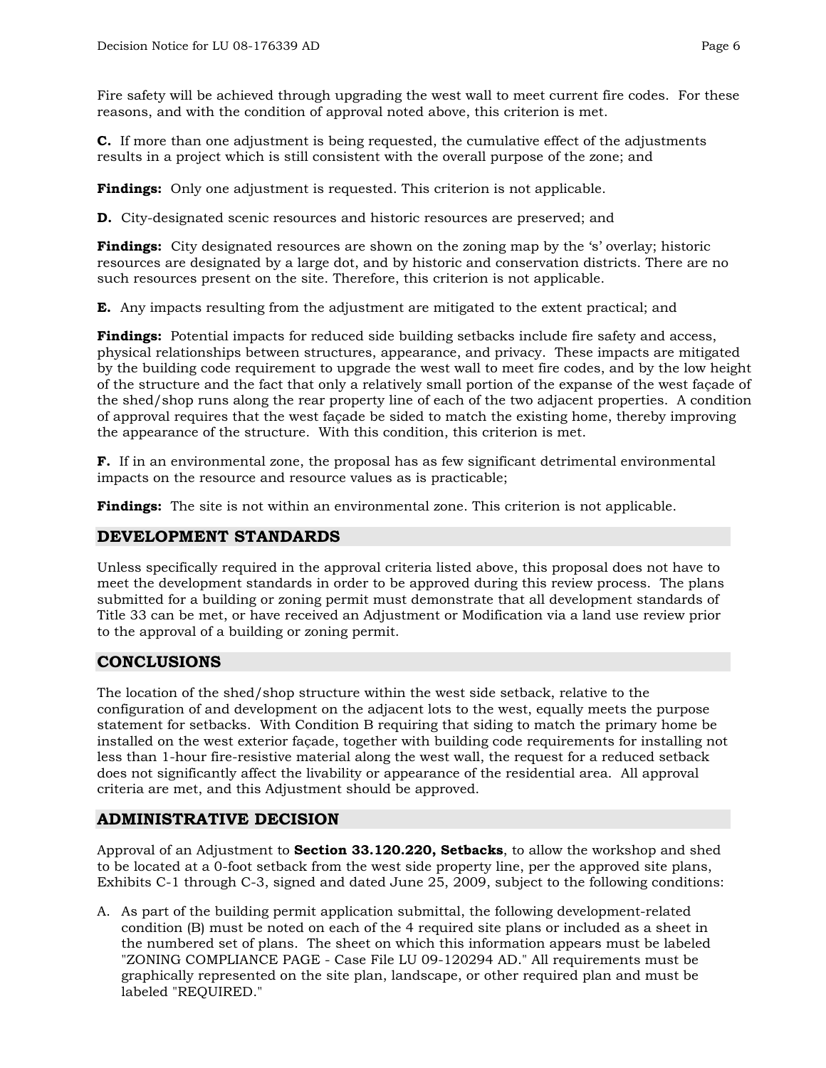Fire safety will be achieved through upgrading the west wall to meet current fire codes. For these reasons, and with the condition of approval noted above, this criterion is met.

**C.** If more than one adjustment is being requested, the cumulative effect of the adjustments results in a project which is still consistent with the overall purpose of the zone; and

**Findings:** Only one adjustment is requested. This criterion is not applicable.

**D.** City-designated scenic resources and historic resources are preserved; and

**Findings:** City designated resources are shown on the zoning map by the 's' overlay; historic resources are designated by a large dot, and by historic and conservation districts. There are no such resources present on the site. Therefore, this criterion is not applicable.

**E.** Any impacts resulting from the adjustment are mitigated to the extent practical; and

**Findings:** Potential impacts for reduced side building setbacks include fire safety and access, physical relationships between structures, appearance, and privacy. These impacts are mitigated by the building code requirement to upgrade the west wall to meet fire codes, and by the low height of the structure and the fact that only a relatively small portion of the expanse of the west façade of the shed/shop runs along the rear property line of each of the two adjacent properties. A condition of approval requires that the west façade be sided to match the existing home, thereby improving the appearance of the structure. With this condition, this criterion is met.

**F.** If in an environmental zone, the proposal has as few significant detrimental environmental impacts on the resource and resource values as is practicable;

**Findings:** The site is not within an environmental zone. This criterion is not applicable.

## DEVELOPMENT STANDARDS

Unless specifically required in the approval criteria listed above, this proposal does not have to meet the development standards in order to be approved during this review process. The plans submitted for a building or zoning permit must demonstrate that all development standards of Title 33 can be met, or have received an Adjustment or Modification via a land use review prior to the approval of a building or zoning permit.

## CONCLUSIONS

The location of the shed/shop structure within the west side setback, relative to the configuration of and development on the adjacent lots to the west, equally meets the purpose statement for setbacks. With Condition B requiring that siding to match the primary home be installed on the west exterior façade, together with building code requirements for installing not less than 1-hour fire-resistive material along the west wall, the request for a reduced setback does not significantly affect the livability or appearance of the residential area. All approval criteria are met, and this Adjustment should be approved.

## ADMINISTRATIVE DECISION

Approval of an Adjustment to **Section 33.120.220, Setbacks**, to allow the workshop and shed to be located at a 0-foot setback from the west side property line, per the approved site plans, Exhibits C-1 through C-3, signed and dated June 25, 2009, subject to the following conditions:

A. As part of the building permit application submittal, the following development-related condition (B) must be noted on each of the 4 required site plans or included as a sheet in the numbered set of plans. The sheet on which this information appears must be labeled "ZONING COMPLIANCE PAGE - Case File LU 09-120294 AD." All requirements must be graphically represented on the site plan, landscape, or other required plan and must be labeled "REQUIRED."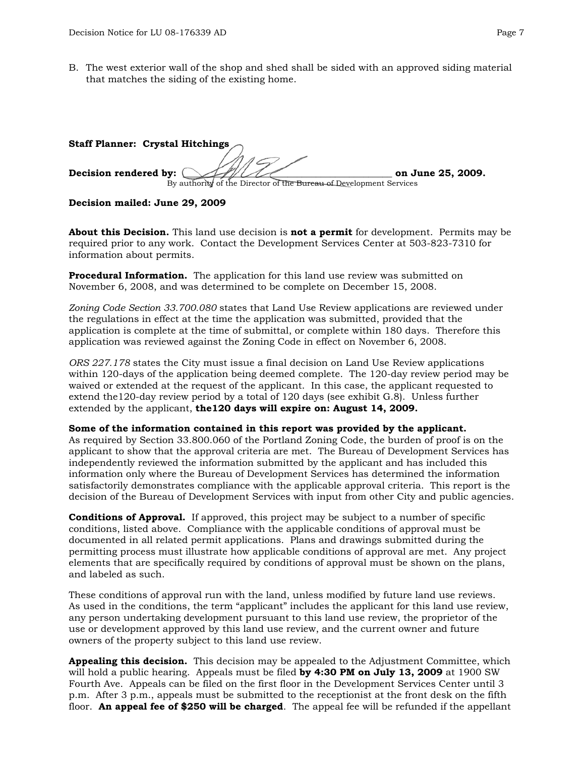B. The west exterior wall of the shop and shed shall be sided with an approved siding material that matches the siding of the existing home.

**Staff Planner: Crystal Hitchings**

**Decision rendered by:** ______________________________ **on June 25, 2009.**
By authority of the Director of the Bureau of Development Services

**Decision mailed: June 29, 2009**

**About this Decision.** This land use decision is **not a permit** for development. Permits may be required prior to any work. Contact the Development Services Center at 503-823-7310 for information about permits.

**Procedural Information.** The application for this land use review was submitted on November 6, 2008, and was determined to be complete on December 15, 2008.

*Zoning Code Section 33.700.080* states that Land Use Review applications are reviewed under the regulations in effect at the time the application was submitted, provided that the application is complete at the time of submittal, or complete within 180 days. Therefore this application was reviewed against the Zoning Code in effect on November 6, 2008.

*ORS 227.178* states the City must issue a final decision on Land Use Review applications within 120-days of the application being deemed complete. The 120-day review period may be waived or extended at the request of the applicant. In this case, the applicant requested to extend the120-day review period by a total of 120 days (see exhibit G.8). Unless further extended by the applicant, **the120 days will expire on: August 14, 2009.**

**Some of the information contained in this report was provided by the applicant.**
As required by Section 33.800.060 of the Portland Zoning Code, the burden of proof is on the applicant to show that the approval criteria are met. The Bureau of Development Services has independently reviewed the information submitted by the applicant and has included this information only where the Bureau of Development Services has determined the information satisfactorily demonstrates compliance with the applicable approval criteria. This report is the decision of the Bureau of Development Services with input from other City and public agencies.

**Conditions of Approval.** If approved, this project may be subject to a number of specific conditions, listed above. Compliance with the applicable conditions of approval must be documented in all related permit applications. Plans and drawings submitted during the permitting process must illustrate how applicable conditions of approval are met. Any project elements that are specifically required by conditions of approval must be shown on the plans, and labeled as such.

These conditions of approval run with the land, unless modified by future land use reviews. As used in the conditions, the term "applicant" includes the applicant for this land use review, any person undertaking development pursuant to this land use review, the proprietor of the use or development approved by this land use review, and the current owner and future owners of the property subject to this land use review.

**Appealing this decision.** This decision may be appealed to the Adjustment Committee, which will hold a public hearing. Appeals must be filed **by 4:30 PM on July 13, 2009** at 1900 SW Fourth Ave. Appeals can be filed on the first floor in the Development Services Center until 3 p.m. After 3 p.m., appeals must be submitted to the receptionist at the front desk on the fifth floor. **An appeal fee of $250 will be charged**. The appeal fee will be refunded if the appellant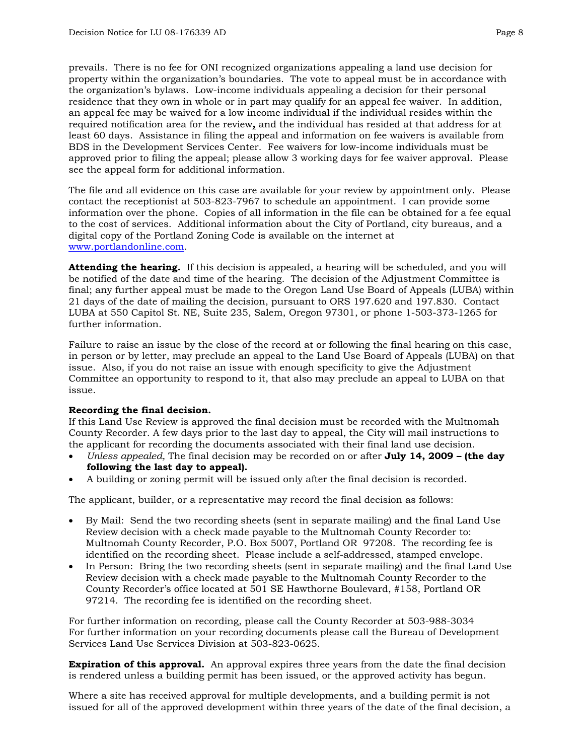prevails. There is no fee for ONI recognized organizations appealing a land use decision for property within the organization's boundaries. The vote to appeal must be in accordance with the organization's bylaws. Low-income individuals appealing a decision for their personal residence that they own in whole or in part may qualify for an appeal fee waiver. In addition, an appeal fee may be waived for a low income individual if the individual resides within the required notification area for the review**,** and the individual has resided at that address for at least 60 days. Assistance in filing the appeal and information on fee waivers is available from BDS in the Development Services Center. Fee waivers for low-income individuals must be approved prior to filing the appeal; please allow 3 working days for fee waiver approval. Please see the appeal form for additional information.

The file and all evidence on this case are available for your review by appointment only. Please contact the receptionist at 503-823-7967 to schedule an appointment. I can provide some information over the phone. Copies of all information in the file can be obtained for a fee equal to the cost of services. Additional information about the City of Portland, city bureaus, and a digital copy of the Portland Zoning Code is available on the internet at www.portlandonline.com.

**Attending the hearing.** If this decision is appealed, a hearing will be scheduled, and you will be notified of the date and time of the hearing. The decision of the Adjustment Committee is final; any further appeal must be made to the Oregon Land Use Board of Appeals (LUBA) within 21 days of the date of mailing the decision, pursuant to ORS 197.620 and 197.830. Contact LUBA at 550 Capitol St. NE, Suite 235, Salem, Oregon 97301, or phone 1-503-373-1265 for further information.

Failure to raise an issue by the close of the record at or following the final hearing on this case, in person or by letter, may preclude an appeal to the Land Use Board of Appeals (LUBA) on that issue. Also, if you do not raise an issue with enough specificity to give the Adjustment Committee an opportunity to respond to it, that also may preclude an appeal to LUBA on that issue.

**Recording the final decision.**
If this Land Use Review is approved the final decision must be recorded with the Multnomah County Recorder. A few days prior to the last day to appeal, the City will mail instructions to the applicant for recording the documents associated with their final land use decision.

- *Unless appealed,* The final decision may be recorded on or after **July 14, 2009 – (the day following the last day to appeal).**
- A building or zoning permit will be issued only after the final decision is recorded.

The applicant, builder, or a representative may record the final decision as follows:

- By Mail: Send the two recording sheets (sent in separate mailing) and the final Land Use Review decision with a check made payable to the Multnomah County Recorder to: Multnomah County Recorder, P.O. Box 5007, Portland OR 97208. The recording fee is identified on the recording sheet. Please include a self-addressed, stamped envelope.
- In Person: Bring the two recording sheets (sent in separate mailing) and the final Land Use Review decision with a check made payable to the Multnomah County Recorder to the County Recorder's office located at 501 SE Hawthorne Boulevard, #158, Portland OR 97214. The recording fee is identified on the recording sheet.

For further information on recording, please call the County Recorder at 503-988-3034
For further information on your recording documents please call the Bureau of Development Services Land Use Services Division at 503-823-0625.

**Expiration of this approval.** An approval expires three years from the date the final decision is rendered unless a building permit has been issued, or the approved activity has begun.

Where a site has received approval for multiple developments, and a building permit is not issued for all of the approved development within three years of the date of the final decision, a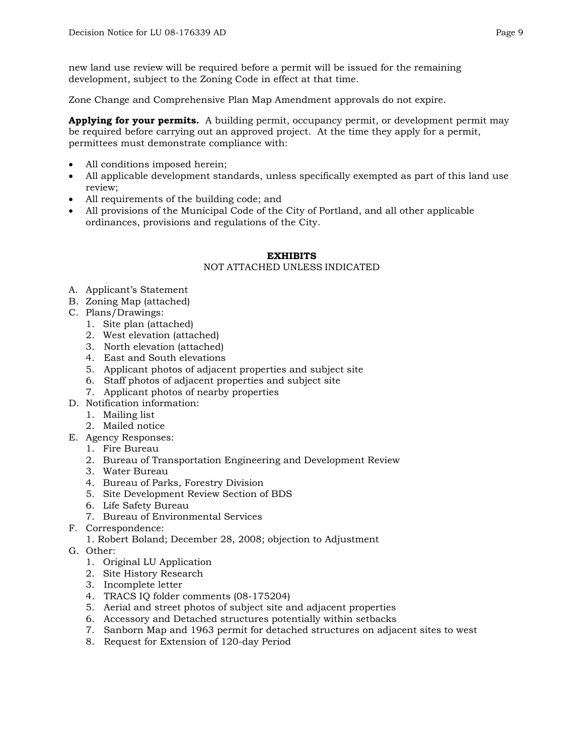new land use review will be required before a permit will be issued for the remaining development, subject to the Zoning Code in effect at that time.

Zone Change and Comprehensive Plan Map Amendment approvals do not expire.

**Applying for your permits.** A building permit, occupancy permit, or development permit may be required before carrying out an approved project. At the time they apply for a permit, permittees must demonstrate compliance with:

- All conditions imposed herein;
- All applicable development standards, unless specifically exempted as part of this land use review;
- All requirements of the building code; and
- All provisions of the Municipal Code of the City of Portland, and all other applicable ordinances, provisions and regulations of the City.

## EXHIBITS

NOT ATTACHED UNLESS INDICATED

A. Applicant's Statement
B. Zoning Map (attached)
C. Plans/Drawings:
   1. Site plan (attached)
   2. West elevation (attached)
   3. North elevation (attached)
   4. East and South elevations
   5. Applicant photos of adjacent properties and subject site
   6. Staff photos of adjacent properties and subject site
   7. Applicant photos of nearby properties
D. Notification information:
   1. Mailing list
   2. Mailed notice
E. Agency Responses:
   1. Fire Bureau
   2. Bureau of Transportation Engineering and Development Review
   3. Water Bureau
   4. Bureau of Parks, Forestry Division
   5. Site Development Review Section of BDS
   6. Life Safety Bureau
   7. Bureau of Environmental Services
F. Correspondence:
   1. Robert Boland; December 28, 2008; objection to Adjustment
G. Other:
   1. Original LU Application
   2. Site History Research
   3. Incomplete letter
   4. TRACS IQ folder comments (08-175204)
   5. Aerial and street photos of subject site and adjacent properties
   6. Accessory and Detached structures potentially within setbacks
   7. Sanborn Map and 1963 permit for detached structures on adjacent sites to west
   8. Request for Extension of 120-day Period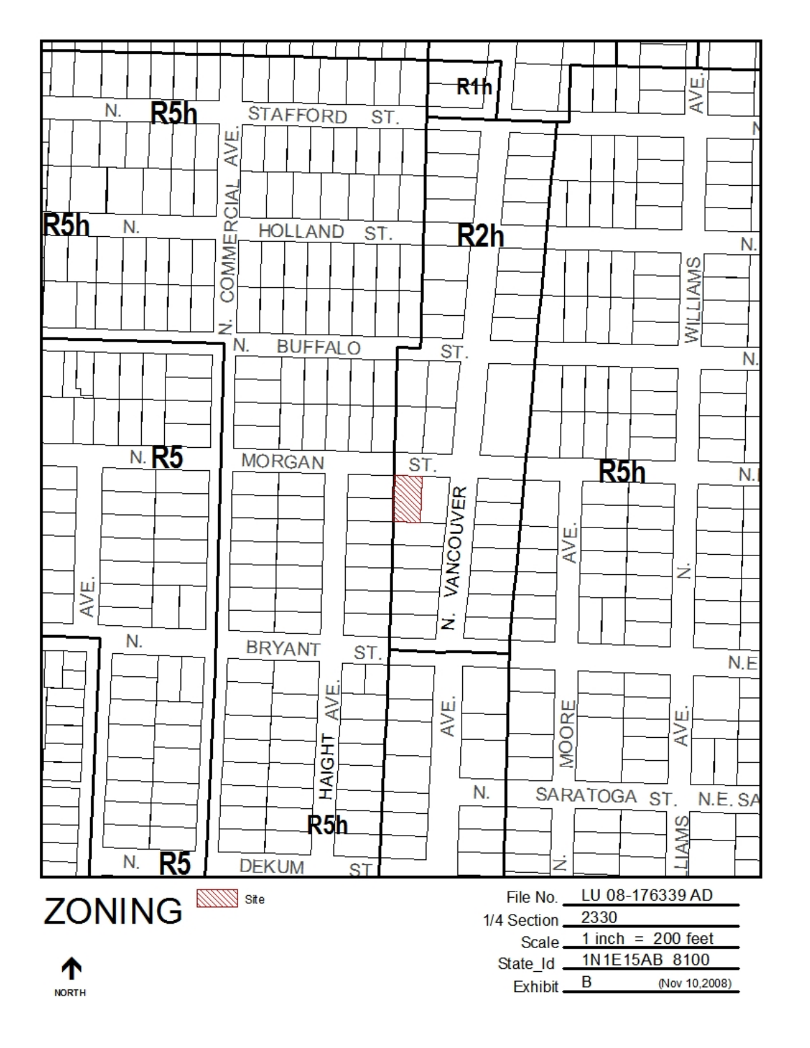# ZONING

Site

| | |
|---|---|
| File No. | LU 08-176339 AD |
| 1/4 Section | 2330 |
| Scale | 1 inch = 200 feet |
| State_Id | 1N1E15AB 8100 |
| Exhibit | B (Nov 10,2008) |

NORTH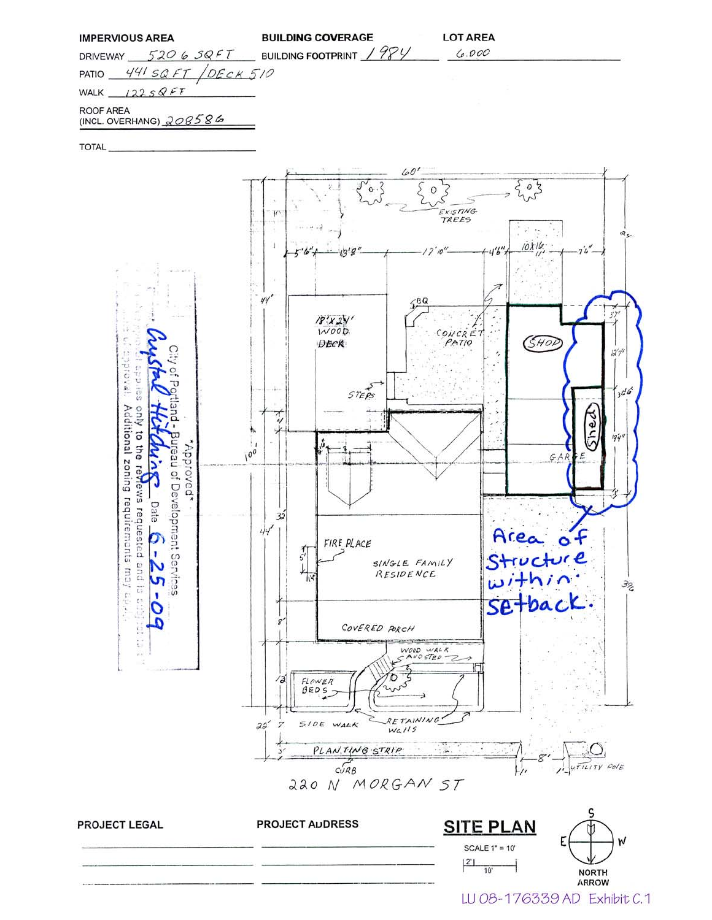| IMPERVIOUS AREA | | BUILDING COVERAGE | | LOT AREA |
|---|---|---|---|---|
| DRIVEWAY | 5206 SQFT | BUILDING FOOTPRINT | 1984 | 6.000 |
| PATIO | 441 SQ FT / DECK 510 | | | |
| WALK | 122 SQ FT | | | |
| ROOF AREA (INCL. OVERHANG) | 208586 | | | |
| TOTAL | | | | |

60'

EXISTING TREES

5'6" 13'8" 17'10" 4'6" 10X16 11' 7'6"

25'

41'

18'X24' WOOD DECK

BQ

CONCRETE PATIO

SHOP

STEPS

3'7" 12'4" 3'6" 19'4"

Shed

GARAGE

100'

35'

41'

FIRE PLACE

SINGLE FAMILY RESIDENCE

5'

COVERED PORCH

8'

Area of Structure within setback.

39'6"

WOOD WALK AND STEP

12'

FLOWER BEDS

RETAINING WALLS

26' 7' SIDE WALK

3' PLANTING STRIP

CURB

8'

1'

UTILITY POLE

220 N MORGAN ST

\*Approved\*
City of Portland - Bureau of Development Services
Crystal Hitchings Date 6-25-09
This approval applies only to the reviews requested and is subject to all conditions of approval. Additional zoning requirements may apply.

**PROJECT LEGAL**

**PROJECT ADDRESS**

**SITE PLAN**

SCALE 1" = 10'

NORTH ARROW

S E W

LU 08-176339 AD Exhibit C.1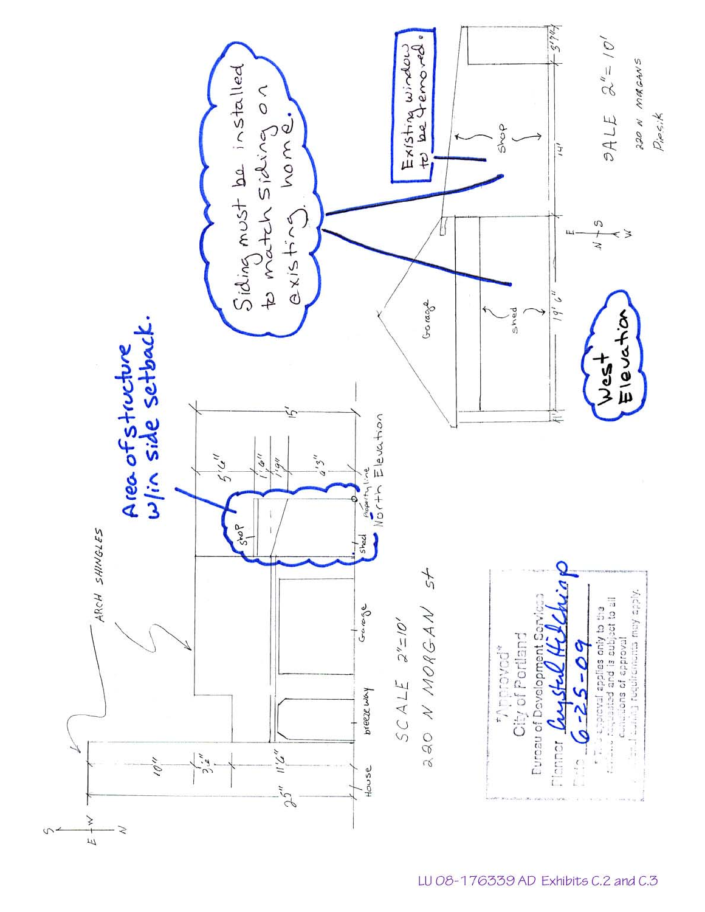ARCH SHINGLES

Area of structure w/in side setback.

shop

shed

property line

North Elevation

House

breeze way

Garage

25" 11'6"

10"

3½"

5'6"

1'6"

1'9"

6'3"

15'

SCALE 2"=10'

220 N MORGAN St

Siding must be installed to match siding on existing home.

Existing window to be removed.

Garage

shed

Shop

19' 6"

14'

3'7¾"

West Elevation

SCALE 2" = 10'

220 N MORGANS

Piesik

*Approved*
City of Portland
Bureau of Development Services
Planner Crystal Hitchins
Date 6-25-09

* This approval applies only to the reviews requested and is subject to all conditions of approval.
Additional zoning requirements may apply.

LU 08-176339 AD Exhibits C.2 and C.3